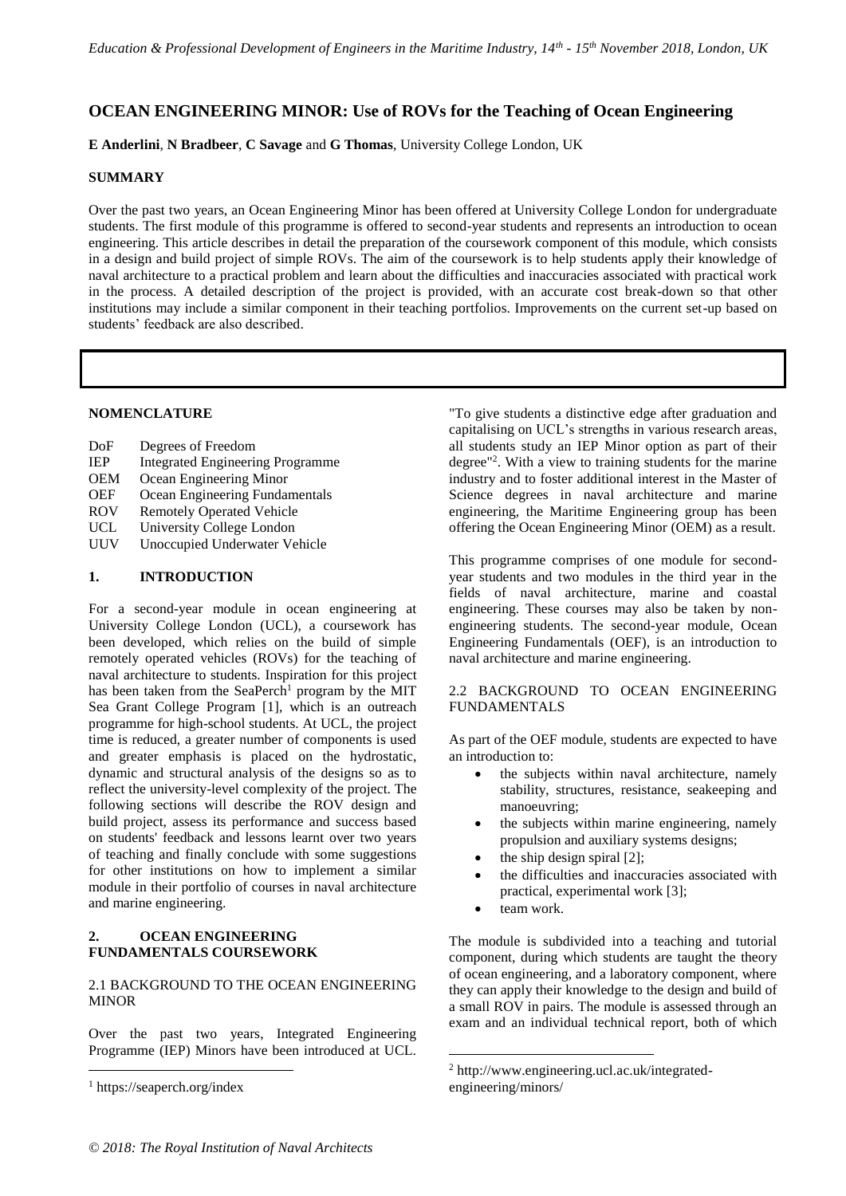# OCEAN ENGINEERING MINOR: Use of ROVs for the Teaching of Ocean Engineering

**E Anderlini**, **N Bradbeer**, **C Savage** and **G Thomas**, University College London, UK

## SUMMARY

Over the past two years, an Ocean Engineering Minor has been offered at University College London for undergraduate students. The first module of this programme is offered to second-year students and represents an introduction to ocean engineering. This article describes in detail the preparation of the coursework component of this module, which consists in a design and build project of simple ROVs. The aim of the coursework is to help students apply their knowledge of naval architecture to a practical problem and learn about the difficulties and inaccuracies associated with practical work in the process. A detailed description of the project is provided, with an accurate cost break-down so that other institutions may include a similar component in their teaching portfolios. Improvements on the current set-up based on students' feedback are also described.

## NOMENCLATURE

| | |
|---|---|
| DoF | Degrees of Freedom |
| IEP | Integrated Engineering Programme |
| OEM | Ocean Engineering Minor |
| OEF | Ocean Engineering Fundamentals |
| ROV | Remotely Operated Vehicle |
| UCL | University College London |
| UUV | Unoccupied Underwater Vehicle |

## 1. INTRODUCTION

For a second-year module in ocean engineering at University College London (UCL), a coursework has been developed, which relies on the build of simple remotely operated vehicles (ROVs) for the teaching of naval architecture to students. Inspiration for this project has been taken from the SeaPerch[1] program by the MIT Sea Grant College Program [1], which is an outreach programme for high-school students. At UCL, the project time is reduced, a greater number of components is used and greater emphasis is placed on the hydrostatic, dynamic and structural analysis of the designs so as to reflect the university-level complexity of the project. The following sections will describe the ROV design and build project, assess its performance and success based on students' feedback and lessons learnt over two years of teaching and finally conclude with some suggestions for other institutions on how to implement a similar module in their portfolio of courses in naval architecture and marine engineering.

## 2. OCEAN ENGINEERING FUNDAMENTALS COURSEWORK

### 2.1 BACKGROUND TO THE OCEAN ENGINEERING MINOR

Over the past two years, Integrated Engineering Programme (IEP) Minors have been introduced at UCL. "To give students a distinctive edge after graduation and capitalising on UCL's strengths in various research areas, all students study an IEP Minor option as part of their degree"[2]. With a view to training students for the marine industry and to foster additional interest in the Master of Science degrees in naval architecture and marine engineering, the Maritime Engineering group has been offering the Ocean Engineering Minor (OEM) as a result.

This programme comprises of one module for second-year students and two modules in the third year in the fields of naval architecture, marine and coastal engineering. These courses may also be taken by non-engineering students. The second-year module, Ocean Engineering Fundamentals (OEF), is an introduction to naval architecture and marine engineering.

### 2.2 BACKGROUND TO OCEAN ENGINEERING FUNDAMENTALS

As part of the OEF module, students are expected to have an introduction to:

- the subjects within naval architecture, namely stability, structures, resistance, seakeeping and manoeuvring;
- the subjects within marine engineering, namely propulsion and auxiliary systems designs;
- the ship design spiral [2];
- the difficulties and inaccuracies associated with practical, experimental work [3];
- team work.

The module is subdivided into a teaching and tutorial component, during which students are taught the theory of ocean engineering, and a laboratory component, where they can apply their knowledge to the design and build of a small ROV in pairs. The module is assessed through an exam and an individual technical report, both of which

---

[1] https://seaperch.org/index

[2] http://www.engineering.ucl.ac.uk/integrated-engineering/minors/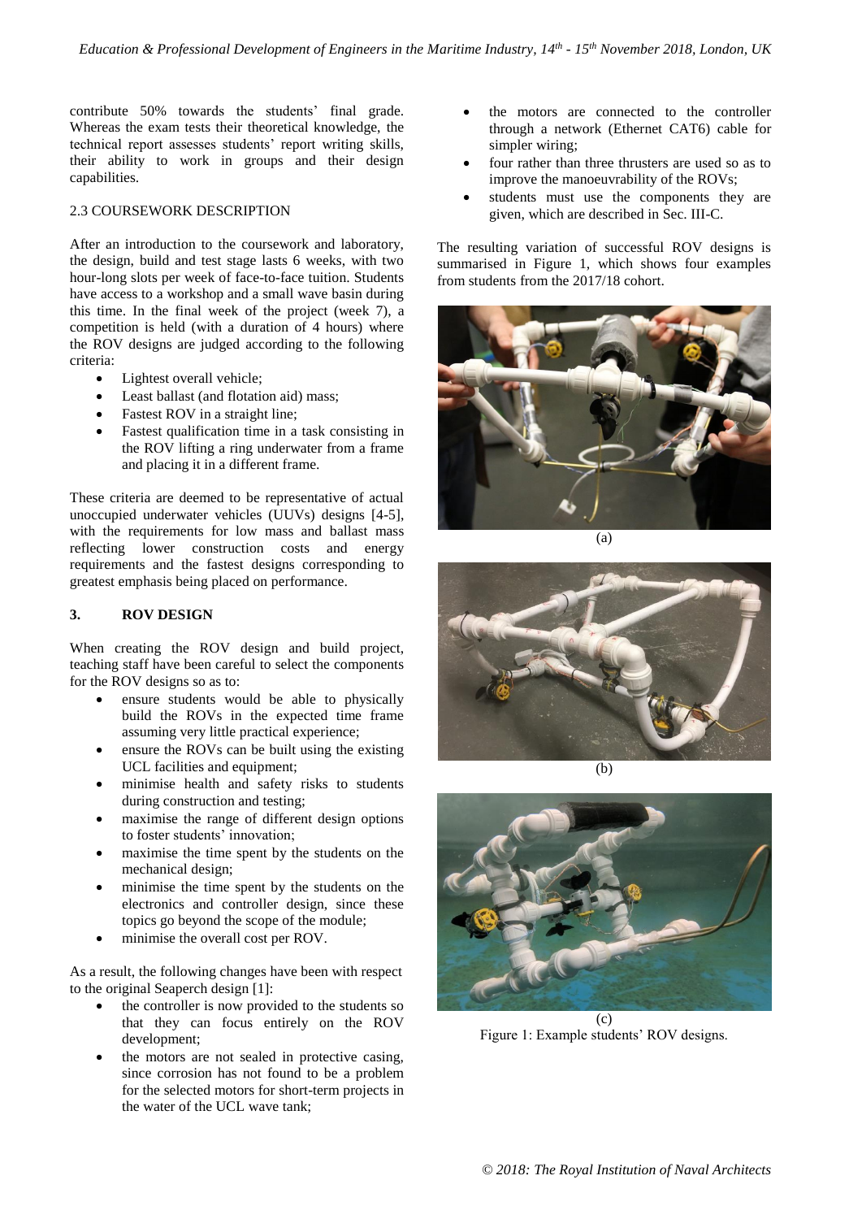contribute 50% towards the students' final grade. Whereas the exam tests their theoretical knowledge, the technical report assesses students' report writing skills, their ability to work in groups and their design capabilities.

### 2.3 COURSEWORK DESCRIPTION

After an introduction to the coursework and laboratory, the design, build and test stage lasts 6 weeks, with two hour-long slots per week of face-to-face tuition. Students have access to a workshop and a small wave basin during this time. In the final week of the project (week 7), a competition is held (with a duration of 4 hours) where the ROV designs are judged according to the following criteria:

- Lightest overall vehicle;
- Least ballast (and flotation aid) mass;
- Fastest ROV in a straight line;
- Fastest qualification time in a task consisting in the ROV lifting a ring underwater from a frame and placing it in a different frame.

These criteria are deemed to be representative of actual unoccupied underwater vehicles (UUVs) designs [4-5], with the requirements for low mass and ballast mass reflecting lower construction costs and energy requirements and the fastest designs corresponding to greatest emphasis being placed on performance.

## 3. ROV DESIGN

When creating the ROV design and build project, teaching staff have been careful to select the components for the ROV designs so as to:

- ensure students would be able to physically build the ROVs in the expected time frame assuming very little practical experience;
- ensure the ROVs can be built using the existing UCL facilities and equipment;
- minimise health and safety risks to students during construction and testing;
- maximise the range of different design options to foster students' innovation;
- maximise the time spent by the students on the mechanical design;
- minimise the time spent by the students on the electronics and controller design, since these topics go beyond the scope of the module;
- minimise the overall cost per ROV.

As a result, the following changes have been with respect to the original Seaperch design [1]:

- the controller is now provided to the students so that they can focus entirely on the ROV development;
- the motors are not sealed in protective casing, since corrosion has not found to be a problem for the selected motors for short-term projects in the water of the UCL wave tank;
- the motors are connected to the controller through a network (Ethernet CAT6) cable for simpler wiring;
- four rather than three thrusters are used so as to improve the manoeuvrability of the ROVs;
- students must use the components they are given, which are described in Sec. III-C.

The resulting variation of successful ROV designs is summarised in Figure 1, which shows four examples from students from the 2017/18 cohort.

(a)

(b)

(c)

Figure 1: Example students' ROV designs.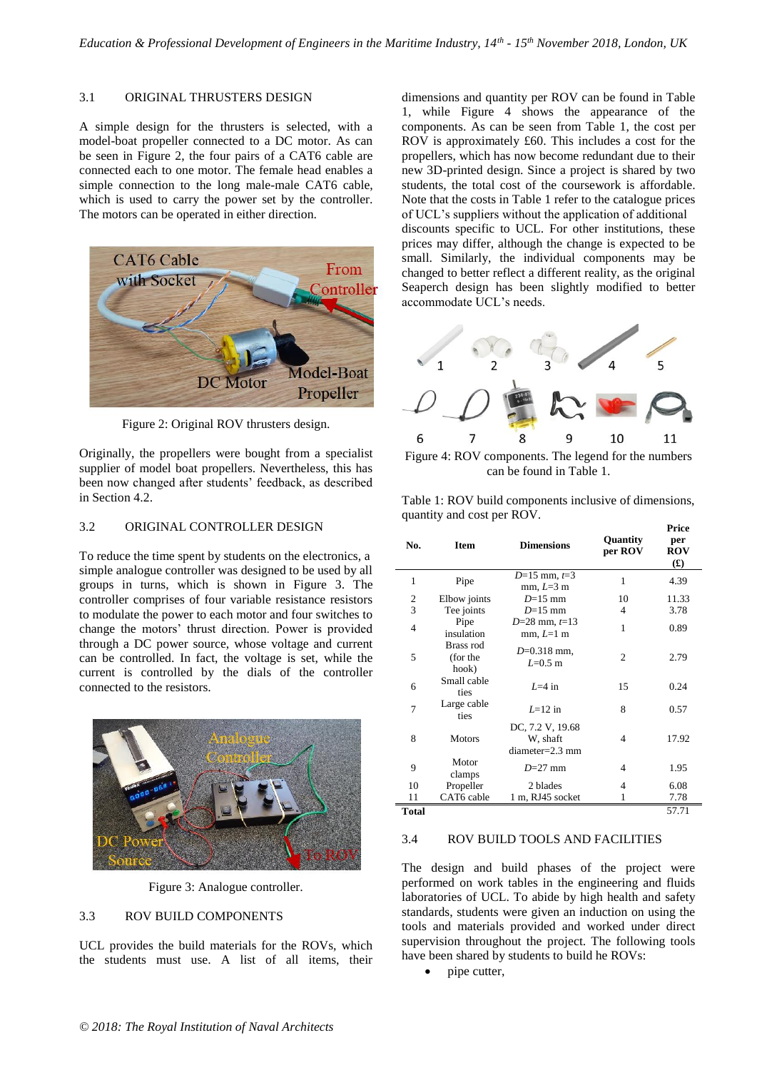### 3.1 ORIGINAL THRUSTERS DESIGN

A simple design for the thrusters is selected, with a model-boat propeller connected to a DC motor. As can be seen in Figure 2, the four pairs of a CAT6 cable are connected each to one motor. The female head enables a simple connection to the long male-male CAT6 cable, which is used to carry the power set by the controller. The motors can be operated in either direction.

Figure 2: Original ROV thrusters design.

Originally, the propellers were bought from a specialist supplier of model boat propellers. Nevertheless, this has been now changed after students' feedback, as described in Section 4.2.

### 3.2 ORIGINAL CONTROLLER DESIGN

To reduce the time spent by students on the electronics, a simple analogue controller was designed to be used by all groups in turns, which is shown in Figure 3. The controller comprises of four variable resistance resistors to modulate the power to each motor and four switches to change the motors' thrust direction. Power is provided through a DC power source, whose voltage and current can be controlled. In fact, the voltage is set, while the current is controlled by the dials of the controller connected to the resistors.

Figure 3: Analogue controller.

### 3.3 ROV BUILD COMPONENTS

UCL provides the build materials for the ROVs, which the students must use. A list of all items, their dimensions and quantity per ROV can be found in Table 1, while Figure 4 shows the appearance of the components. As can be seen from Table 1, the cost per ROV is approximately £60. This includes a cost for the propellers, which has now become redundant due to their new 3D-printed design. Since a project is shared by two students, the total cost of the coursework is affordable. Note that the costs in Table 1 refer to the catalogue prices of UCL's suppliers without the application of additional discounts specific to UCL. For other institutions, these prices may differ, although the change is expected to be small. Similarly, the individual components may be changed to better reflect a different reality, as the original Seaperch design has been slightly modified to better accommodate UCL's needs.

Figure 4: ROV components. The legend for the numbers can be found in Table 1.

Table 1: ROV build components inclusive of dimensions, quantity and cost per ROV.

| No. | Item | Dimensions | Quantity per ROV | Price per ROV (£) |
|---|---|---|---|---|
| 1 | Pipe | *D*=15 mm, *t*=3 mm, *L*=3 m | 1 | 4.39 |
| 2 | Elbow joints | *D*=15 mm | 10 | 11.33 |
| 3 | Tee joints | *D*=15 mm | 4 | 3.78 |
| 4 | Pipe insulation | *D*=28 mm, *t*=13 mm, *L*=1 m | 1 | 0.89 |
| 5 | Brass rod (for the hook) | *D*=0.318 mm, *L*=0.5 m | 2 | 2.79 |
| 6 | Small cable ties | *L*=4 in | 15 | 0.24 |
| 7 | Large cable ties | *L*=12 in | 8 | 0.57 |
| 8 | Motors | DC, 7.2 V, 19.68 W, shaft diameter=2.3 mm | 4 | 17.92 |
| 9 | Motor clamps | *D*=27 mm | 4 | 1.95 |
| 10 | Propeller | 2 blades | 4 | 6.08 |
| 11 | CAT6 cable | 1 m, RJ45 socket | 1 | 7.78 |
| **Total** | | | | 57.71 |

### 3.4 ROV BUILD TOOLS AND FACILITIES

The design and build phases of the project were performed on work tables in the engineering and fluids laboratories of UCL. To abide by high health and safety standards, students were given an induction on using the tools and materials provided and worked under direct supervision throughout the project. The following tools have been shared by students to build he ROVs:

- pipe cutter,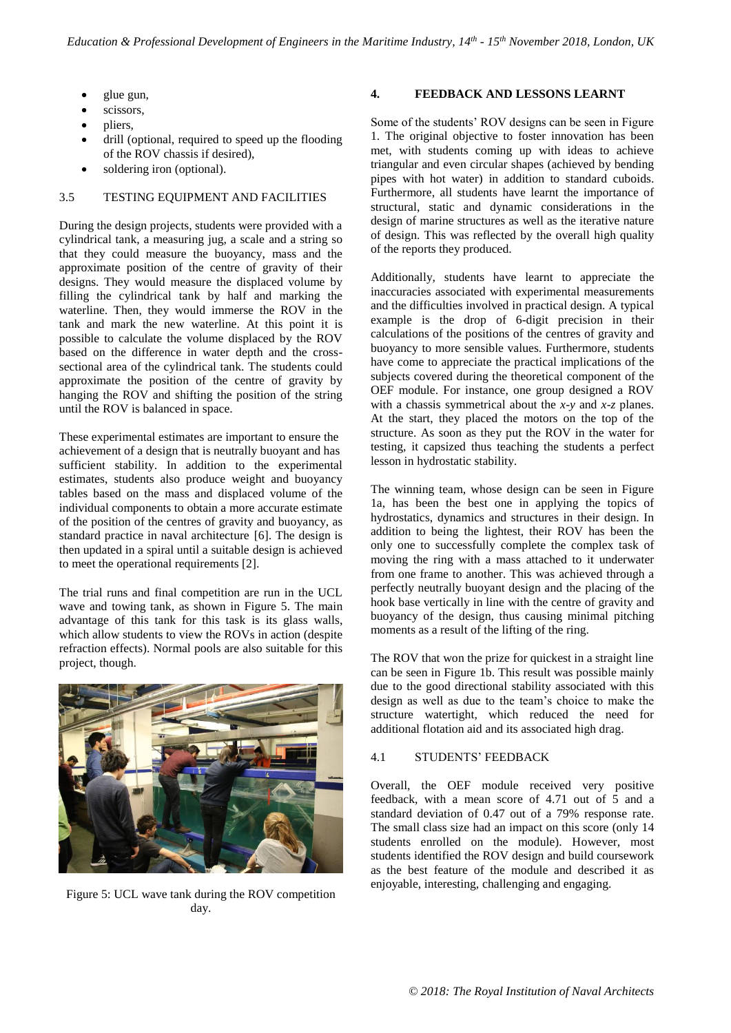- glue gun,
- scissors,
- pliers,
- drill (optional, required to speed up the flooding of the ROV chassis if desired),
- soldering iron (optional).

### 3.5 TESTING EQUIPMENT AND FACILITIES

During the design projects, students were provided with a cylindrical tank, a measuring jug, a scale and a string so that they could measure the buoyancy, mass and the approximate position of the centre of gravity of their designs. They would measure the displaced volume by filling the cylindrical tank by half and marking the waterline. Then, they would immerse the ROV in the tank and mark the new waterline. At this point it is possible to calculate the volume displaced by the ROV based on the difference in water depth and the cross-sectional area of the cylindrical tank. The students could approximate the position of the centre of gravity by hanging the ROV and shifting the position of the string until the ROV is balanced in space.

These experimental estimates are important to ensure the achievement of a design that is neutrally buoyant and has sufficient stability. In addition to the experimental estimates, students also produce weight and buoyancy tables based on the mass and displaced volume of the individual components to obtain a more accurate estimate of the position of the centres of gravity and buoyancy, as standard practice in naval architecture [6]. The design is then updated in a spiral until a suitable design is achieved to meet the operational requirements [2].

The trial runs and final competition are run in the UCL wave and towing tank, as shown in Figure 5. The main advantage of this tank for this task is its glass walls, which allow students to view the ROVs in action (despite refraction effects). Normal pools are also suitable for this project, though.

Figure 5: UCL wave tank during the ROV competition day.

## 4. FEEDBACK AND LESSONS LEARNT

Some of the students' ROV designs can be seen in Figure 1. The original objective to foster innovation has been met, with students coming up with ideas to achieve triangular and even circular shapes (achieved by bending pipes with hot water) in addition to standard cuboids. Furthermore, all students have learnt the importance of structural, static and dynamic considerations in the design of marine structures as well as the iterative nature of design. This was reflected by the overall high quality of the reports they produced.

Additionally, students have learnt to appreciate the inaccuracies associated with experimental measurements and the difficulties involved in practical design. A typical example is the drop of 6-digit precision in their calculations of the positions of the centres of gravity and buoyancy to more sensible values. Furthermore, students have come to appreciate the practical implications of the subjects covered during the theoretical component of the OEF module. For instance, one group designed a ROV with a chassis symmetrical about the *x-y* and *x-z* planes. At the start, they placed the motors on the top of the structure. As soon as they put the ROV in the water for testing, it capsized thus teaching the students a perfect lesson in hydrostatic stability.

The winning team, whose design can be seen in Figure 1a, has been the best one in applying the topics of hydrostatics, dynamics and structures in their design. In addition to being the lightest, their ROV has been the only one to successfully complete the complex task of moving the ring with a mass attached to it underwater from one frame to another. This was achieved through a perfectly neutrally buoyant design and the placing of the hook base vertically in line with the centre of gravity and buoyancy of the design, thus causing minimal pitching moments as a result of the lifting of the ring.

The ROV that won the prize for quickest in a straight line can be seen in Figure 1b. This result was possible mainly due to the good directional stability associated with this design as well as due to the team's choice to make the structure watertight, which reduced the need for additional flotation aid and its associated high drag.

### 4.1 STUDENTS' FEEDBACK

Overall, the OEF module received very positive feedback, with a mean score of 4.71 out of 5 and a standard deviation of 0.47 out of a 79% response rate. The small class size had an impact on this score (only 14 students enrolled on the module). However, most students identified the ROV design and build coursework as the best feature of the module and described it as enjoyable, interesting, challenging and engaging.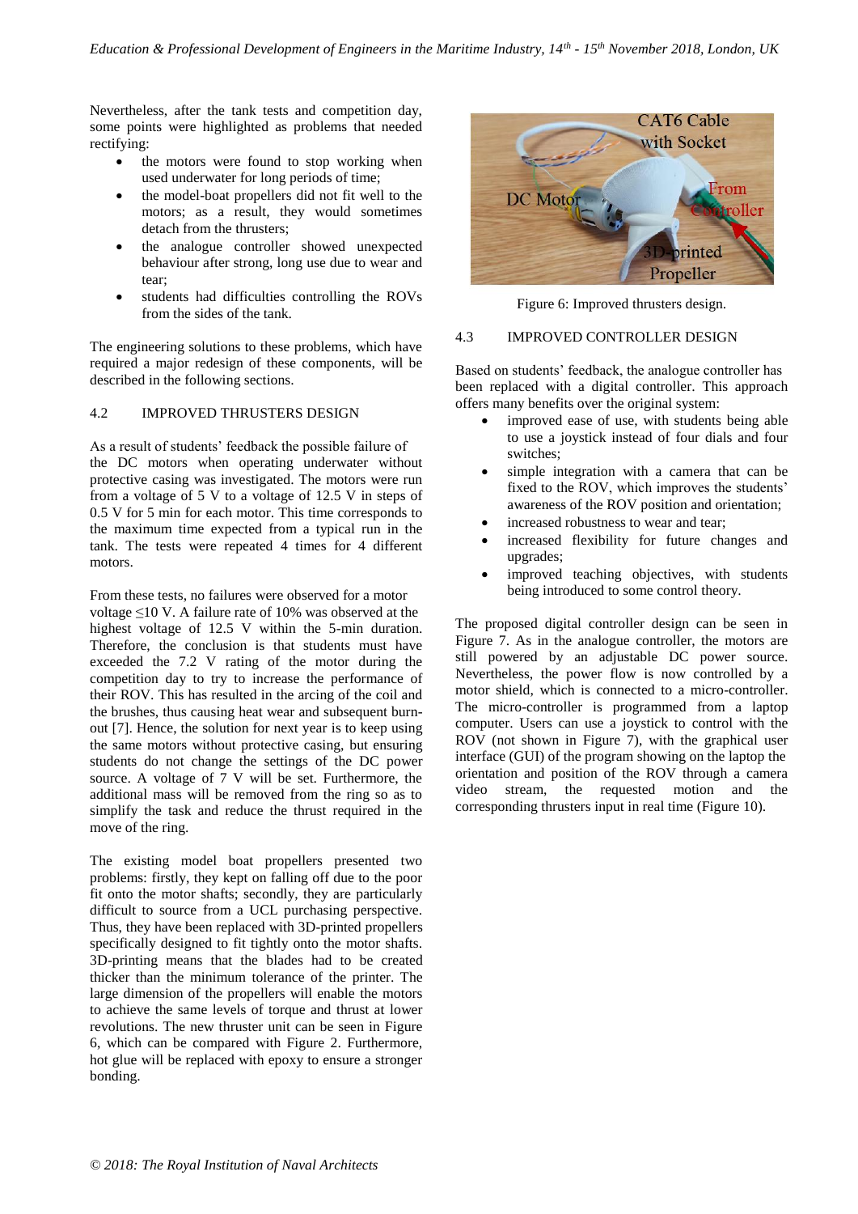Nevertheless, after the tank tests and competition day, some points were highlighted as problems that needed rectifying:

- the motors were found to stop working when used underwater for long periods of time;
- the model-boat propellers did not fit well to the motors; as a result, they would sometimes detach from the thrusters;
- the analogue controller showed unexpected behaviour after strong, long use due to wear and tear;
- students had difficulties controlling the ROVs from the sides of the tank.

The engineering solutions to these problems, which have required a major redesign of these components, will be described in the following sections.

## 4.2 IMPROVED THRUSTERS DESIGN

As a result of students' feedback the possible failure of the DC motors when operating underwater without protective casing was investigated. The motors were run from a voltage of 5 V to a voltage of 12.5 V in steps of 0.5 V for 5 min for each motor. This time corresponds to the maximum time expected from a typical run in the tank. The tests were repeated 4 times for 4 different motors.

From these tests, no failures were observed for a motor voltage ≤10 V. A failure rate of 10% was observed at the highest voltage of 12.5 V within the 5-min duration. Therefore, the conclusion is that students must have exceeded the 7.2 V rating of the motor during the competition day to try to increase the performance of their ROV. This has resulted in the arcing of the coil and the brushes, thus causing heat wear and subsequent burn-out [7]. Hence, the solution for next year is to keep using the same motors without protective casing, but ensuring students do not change the settings of the DC power source. A voltage of 7 V will be set. Furthermore, the additional mass will be removed from the ring so as to simplify the task and reduce the thrust required in the move of the ring.

The existing model boat propellers presented two problems: firstly, they kept on falling off due to the poor fit onto the motor shafts; secondly, they are particularly difficult to source from a UCL purchasing perspective. Thus, they have been replaced with 3D-printed propellers specifically designed to fit tightly onto the motor shafts. 3D-printing means that the blades had to be created thicker than the minimum tolerance of the printer. The large dimension of the propellers will enable the motors to achieve the same levels of torque and thrust at lower revolutions. The new thruster unit can be seen in Figure 6, which can be compared with Figure 2. Furthermore, hot glue will be replaced with epoxy to ensure a stronger bonding.

Figure 6: Improved thrusters design.

## 4.3 IMPROVED CONTROLLER DESIGN

Based on students' feedback, the analogue controller has been replaced with a digital controller. This approach offers many benefits over the original system:

- improved ease of use, with students being able to use a joystick instead of four dials and four switches;
- simple integration with a camera that can be fixed to the ROV, which improves the students' awareness of the ROV position and orientation;
- increased robustness to wear and tear;
- increased flexibility for future changes and upgrades;
- improved teaching objectives, with students being introduced to some control theory.

The proposed digital controller design can be seen in Figure 7. As in the analogue controller, the motors are still powered by an adjustable DC power source. Nevertheless, the power flow is now controlled by a motor shield, which is connected to a micro-controller. The micro-controller is programmed from a laptop computer. Users can use a joystick to control with the ROV (not shown in Figure 7), with the graphical user interface (GUI) of the program showing on the laptop the orientation and position of the ROV through a camera video stream, the requested motion and the corresponding thrusters input in real time (Figure 10).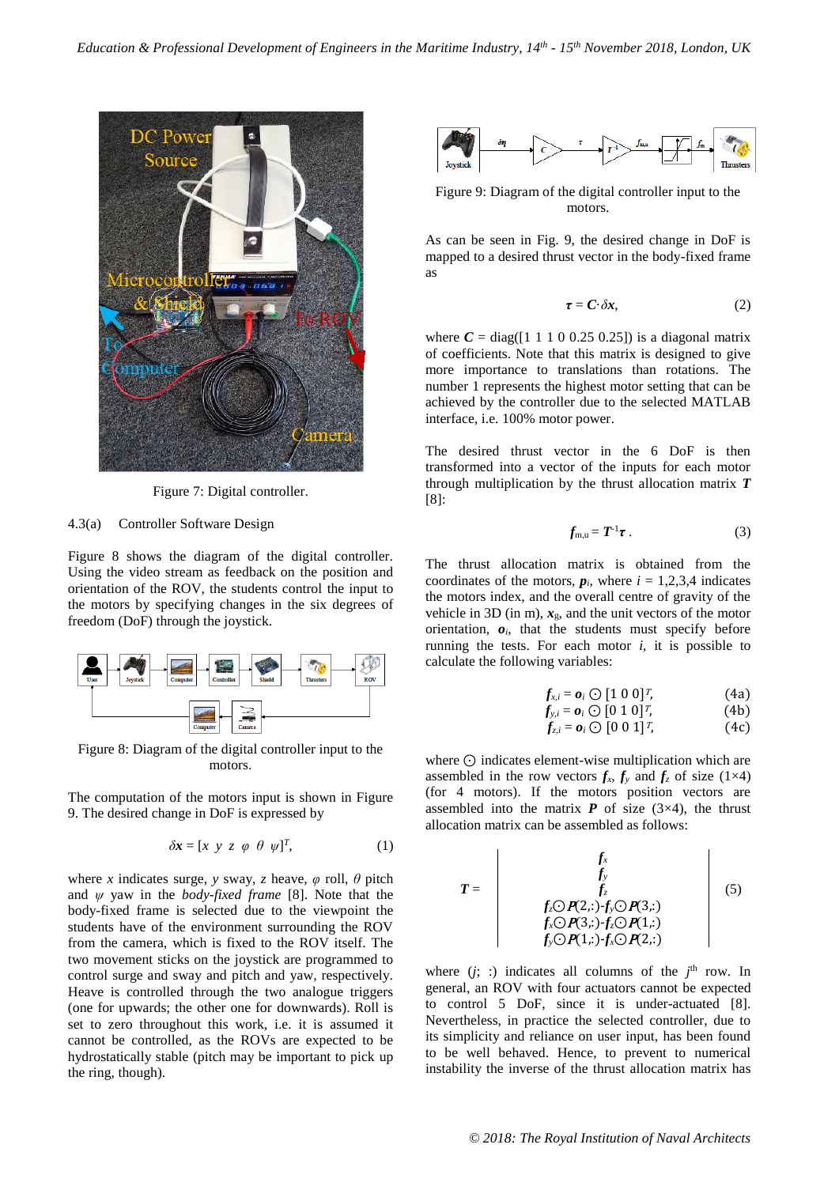Figure 7: Digital controller.

4.3(a) Controller Software Design

Figure 8 shows the diagram of the digital controller. Using the video stream as feedback on the position and orientation of the ROV, the students control the input to the motors by specifying changes in the six degrees of freedom (DoF) through the joystick.

Figure 8: Diagram of the digital controller input to the motors.

The computation of the motors input is shown in Figure 9. The desired change in DoF is expressed by

$$\delta \boldsymbol{x} = [x \;\; y \;\; z \;\; \varphi \;\; \theta \;\; \psi]^T, \tag{1}$$

where $x$ indicates surge, $y$ sway, $z$ heave, $\varphi$ roll, $\theta$ pitch and $\psi$ yaw in the *body-fixed frame* [8]. Note that the body-fixed frame is selected due to the viewpoint the students have of the environment surrounding the ROV from the camera, which is fixed to the ROV itself. The two movement sticks on the joystick are programmed to control surge and sway and pitch and yaw, respectively. Heave is controlled through the two analogue triggers (one for upwards; the other one for downwards). Roll is set to zero throughout this work, i.e. it is assumed it cannot be controlled, as the ROVs are expected to be hydrostatically stable (pitch may be important to pick up the ring, though).

Figure 9: Diagram of the digital controller input to the motors.

As can be seen in Fig. 9, the desired change in DoF is mapped to a desired thrust vector in the body-fixed frame as

$$\boldsymbol{\tau} = \boldsymbol{C} \cdot \delta \boldsymbol{x}, \tag{2}$$

where $\boldsymbol{C}$ = diag([1 1 1 0 0.25 0.25]) is a diagonal matrix of coefficients. Note that this matrix is designed to give more importance to translations than rotations. The number 1 represents the highest motor setting that can be achieved by the controller due to the selected MATLAB interface, i.e. 100% motor power.

The desired thrust vector in the 6 DoF is then transformed into a vector of the inputs for each motor through multiplication by the thrust allocation matrix $\boldsymbol{T}$ [8]:

$$\boldsymbol{f}_{\mathrm{m,u}} = \boldsymbol{T}^{-1} \boldsymbol{\tau} \,. \tag{3}$$

The thrust allocation matrix is obtained from the coordinates of the motors, $\boldsymbol{p}_i$, where $i$ = 1,2,3,4 indicates the motors index, and the overall centre of gravity of the vehicle in 3D (in m), $\boldsymbol{x}_g$, and the unit vectors of the motor orientation, $\boldsymbol{o}_i$, that the students must specify before running the tests. For each motor $i$, it is possible to calculate the following variables:

$$\boldsymbol{f}_{x,i} = \boldsymbol{o}_i \odot [1 \; 0 \; 0]^T, \tag{4a}$$
$$\boldsymbol{f}_{y,i} = \boldsymbol{o}_i \odot [0 \; 1 \; 0]^T, \tag{4b}$$
$$\boldsymbol{f}_{z,i} = \boldsymbol{o}_i \odot [0 \; 0 \; 1]^T, \tag{4c}$$

where $\odot$ indicates element-wise multiplication which are assembled in the row vectors $\boldsymbol{f}_x$, $\boldsymbol{f}_y$ and $\boldsymbol{f}_z$ of size (1×4) (for 4 motors). If the motors position vectors are assembled into the matrix $\boldsymbol{P}$ of size (3×4), the thrust allocation matrix can be assembled as follows:

$$\boldsymbol{T} = \begin{vmatrix} \boldsymbol{f}_x \\ \boldsymbol{f}_y \\ \boldsymbol{f}_z \\ \boldsymbol{f}_z \odot \boldsymbol{P}(2,:) - \boldsymbol{f}_y \odot \boldsymbol{P}(3,:) \\ \boldsymbol{f}_x \odot \boldsymbol{P}(3,:) - \boldsymbol{f}_z \odot \boldsymbol{P}(1,:) \\ \boldsymbol{f}_y \odot \boldsymbol{P}(1,:) - \boldsymbol{f}_x \odot \boldsymbol{P}(2,:) \end{vmatrix} \tag{5}$$

where ($j$; :) indicates all columns of the $j^{\text{th}}$ row. In general, an ROV with four actuators cannot be expected to control 5 DoF, since it is under-actuated [8]. Nevertheless, in practice the selected controller, due to its simplicity and reliance on user input, has been found to be well behaved. Hence, to prevent to numerical instability the inverse of the thrust allocation matrix has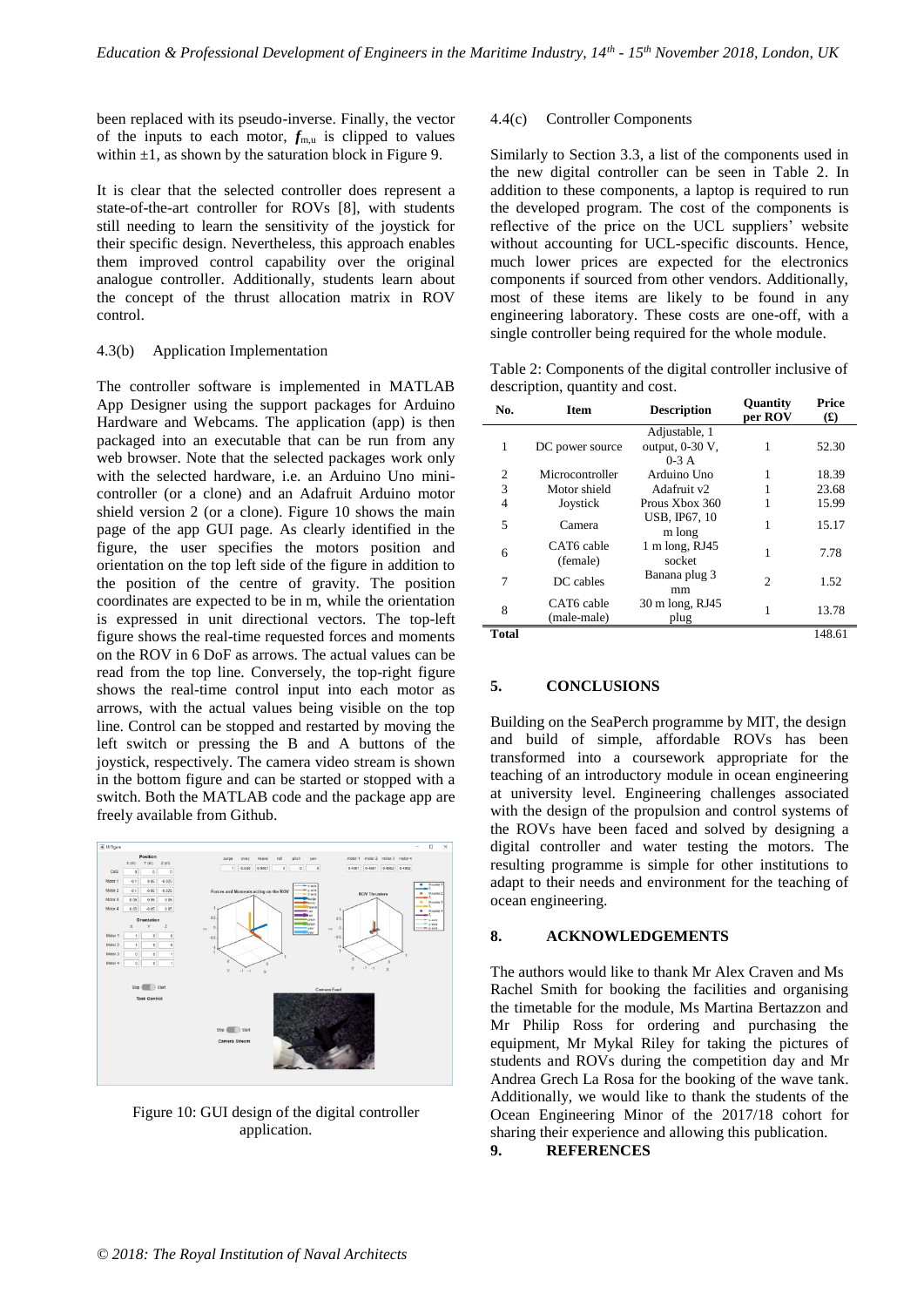been replaced with its pseudo-inverse. Finally, the vector of the inputs to each motor, $\boldsymbol{f}_{m,u}$ is clipped to values within ±1, as shown by the saturation block in Figure 9.

It is clear that the selected controller does represent a state-of-the-art controller for ROVs [8], with students still needing to learn the sensitivity of the joystick for their specific design. Nevertheless, this approach enables them improved control capability over the original analogue controller. Additionally, students learn about the concept of the thrust allocation matrix in ROV control.

#### 4.3(b) Application Implementation

The controller software is implemented in MATLAB App Designer using the support packages for Arduino Hardware and Webcams. The application (app) is then packaged into an executable that can be run from any web browser. Note that the selected packages work only with the selected hardware, i.e. an Arduino Uno mini-controller (or a clone) and an Adafruit Arduino motor shield version 2 (or a clone). Figure 10 shows the main page of the app GUI page. As clearly identified in the figure, the user specifies the motors position and orientation on the top left side of the figure in addition to the position of the centre of gravity. The position coordinates are expected to be in m, while the orientation is expressed in unit directional vectors. The top-left figure shows the real-time requested forces and moments on the ROV in 6 DoF as arrows. The actual values can be read from the top line. Conversely, the top-right figure shows the real-time control input into each motor as arrows, with the actual values being visible on the top line. Control can be stopped and restarted by moving the left switch or pressing the B and A buttons of the joystick, respectively. The camera video stream is shown in the bottom figure and can be started or stopped with a switch. Both the MATLAB code and the package app are freely available from Github.

Figure 10: GUI design of the digital controller application.

#### 4.4(c) Controller Components

Similarly to Section 3.3, a list of the components used in the new digital controller can be seen in Table 2. In addition to these components, a laptop is required to run the developed program. The cost of the components is reflective of the price on the UCL suppliers' website without accounting for UCL-specific discounts. Hence, much lower prices are expected for the electronics components if sourced from other vendors. Additionally, most of these items are likely to be found in any engineering laboratory. These costs are one-off, with a single controller being required for the whole module.

Table 2: Components of the digital controller inclusive of description, quantity and cost.

| No. | Item | Description | Quantity per ROV | Price (£) |
|---|---|---|---|---|
| 1 | DC power source | Adjustable, 1 output, 0-30 V, 0-3 A | 1 | 52.30 |
| 2 | Microcontroller | Arduino Uno | 1 | 18.39 |
| 3 | Motor shield | Adafruit v2 | 1 | 23.68 |
| 4 | Joystick | Prous Xbox 360 | 1 | 15.99 |
| 5 | Camera | USB, IP67, 10 m long | 1 | 15.17 |
| 6 | CAT6 cable (female) | 1 m long, RJ45 socket | 1 | 7.78 |
| 7 | DC cables | Banana plug 3 mm | 2 | 1.52 |
| 8 | CAT6 cable (male-male) | 30 m long, RJ45 plug | 1 | 13.78 |
| **Total** | | | | 148.61 |

## 5. CONCLUSIONS

Building on the SeaPerch programme by MIT, the design and build of simple, affordable ROVs has been transformed into a coursework appropriate for the teaching of an introductory module in ocean engineering at university level. Engineering challenges associated with the design of the propulsion and control systems of the ROVs have been faced and solved by designing a digital controller and water testing the motors. The resulting programme is simple for other institutions to adapt to their needs and environment for the teaching of ocean engineering.

## 8. ACKNOWLEDGEMENTS

The authors would like to thank Mr Alex Craven and Ms Rachel Smith for booking the facilities and organising the timetable for the module, Ms Martina Bertazzon and Mr Philip Ross for ordering and purchasing the equipment, Mr Mykal Riley for taking the pictures of students and ROVs during the competition day and Mr Andrea Grech La Rosa for the booking of the wave tank. Additionally, we would like to thank the students of the Ocean Engineering Minor of the 2017/18 cohort for sharing their experience and allowing this publication.

## 9. REFERENCES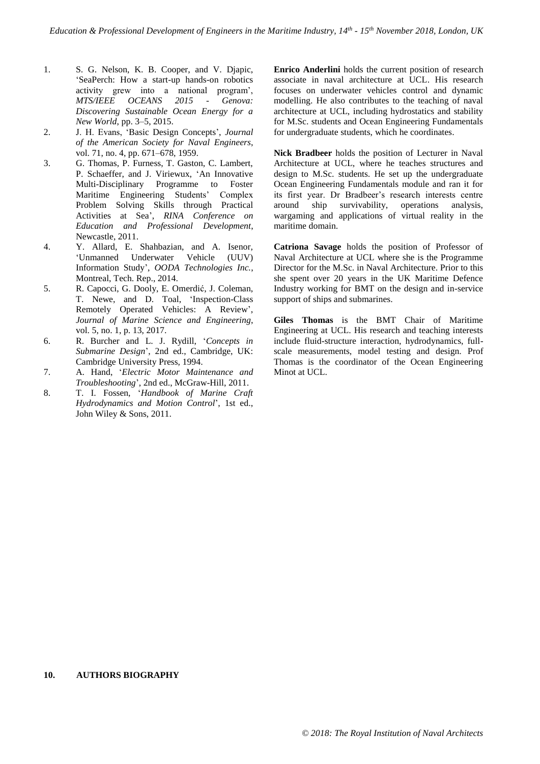1. S. G. Nelson, K. B. Cooper, and V. Djapic, 'SeaPerch: How a start-up hands-on robotics activity grew into a national program', *MTS/IEEE OCEANS 2015 - Genova: Discovering Sustainable Ocean Energy for a New World*, pp. 3–5, 2015.
2. J. H. Evans, 'Basic Design Concepts', *Journal of the American Society for Naval Engineers*, vol. 71, no. 4, pp. 671–678, 1959.
3. G. Thomas, P. Furness, T. Gaston, C. Lambert, P. Schaeffer, and J. Viriewux, 'An Innovative Multi-Disciplinary Programme to Foster Maritime Engineering Students' Complex Problem Solving Skills through Practical Activities at Sea', *RINA Conference on Education and Professional Development*, Newcastle, 2011.
4. Y. Allard, E. Shahbazian, and A. Isenor, 'Unmanned Underwater Vehicle (UUV) Information Study', *OODA Technologies Inc.*, Montreal, Tech. Rep., 2014.
5. R. Capocci, G. Dooly, E. Omerdić, J. Coleman, T. Newe, and D. Toal, 'Inspection-Class Remotely Operated Vehicles: A Review', *Journal of Marine Science and Engineering*, vol. 5, no. 1, p. 13, 2017.
6. R. Burcher and L. J. Rydill, '*Concepts in Submarine Design*', 2nd ed., Cambridge, UK: Cambridge University Press, 1994.
7. A. Hand, '*Electric Motor Maintenance and Troubleshooting*', 2nd ed., McGraw-Hill, 2011.
8. T. I. Fossen, '*Handbook of Marine Craft Hydrodynamics and Motion Control*', 1st ed., John Wiley & Sons, 2011.

## 10. AUTHORS BIOGRAPHY

**Enrico Anderlini** holds the current position of research associate in naval architecture at UCL. His research focuses on underwater vehicles control and dynamic modelling. He also contributes to the teaching of naval architecture at UCL, including hydrostatics and stability for M.Sc. students and Ocean Engineering Fundamentals for undergraduate students, which he coordinates.

**Nick Bradbeer** holds the position of Lecturer in Naval Architecture at UCL, where he teaches structures and design to M.Sc. students. He set up the undergraduate Ocean Engineering Fundamentals module and ran it for its first year. Dr Bradbeer's research interests centre around ship survivability, operations analysis, wargaming and applications of virtual reality in the maritime domain.

**Catriona Savage** holds the position of Professor of Naval Architecture at UCL where she is the Programme Director for the M.Sc. in Naval Architecture. Prior to this she spent over 20 years in the UK Maritime Defence Industry working for BMT on the design and in-service support of ships and submarines.

**Giles Thomas** is the BMT Chair of Maritime Engineering at UCL. His research and teaching interests include fluid-structure interaction, hydrodynamics, full-scale measurements, model testing and design. Prof Thomas is the coordinator of the Ocean Engineering Minot at UCL.